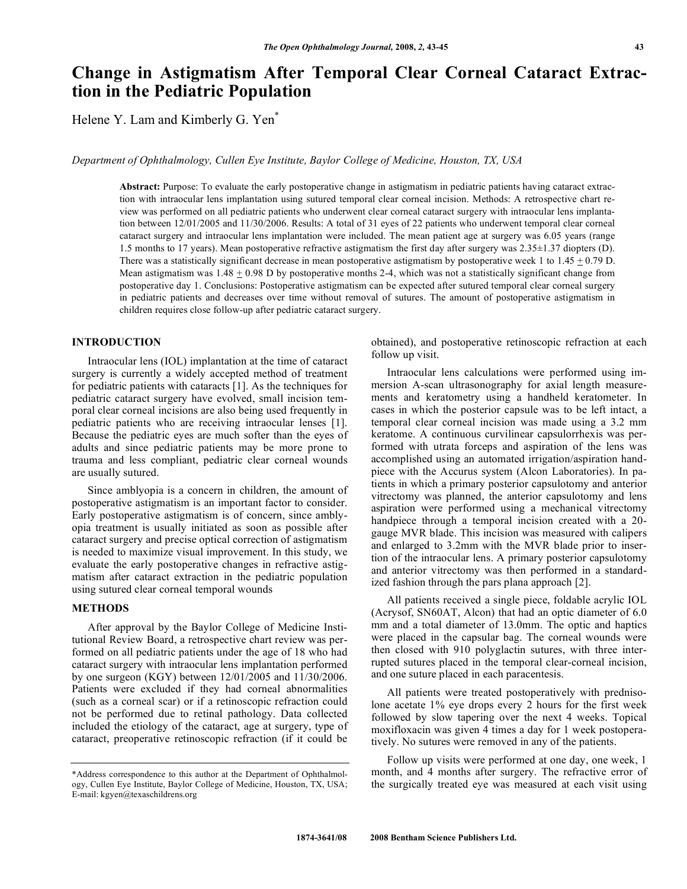# Change in Astigmatism After Temporal Clear Corneal Cataract Extraction in the Pediatric Population

Helene Y. Lam and Kimberly G. Yen*

*Department of Ophthalmology, Cullen Eye Institute, Baylor College of Medicine, Houston, TX, USA*

**Abstract:** Purpose: To evaluate the early postoperative change in astigmatism in pediatric patients having cataract extraction with intraocular lens implantation using sutured temporal clear corneal incision. Methods: A retrospective chart review was performed on all pediatric patients who underwent clear corneal cataract surgery with intraocular lens implantation between 12/01/2005 and 11/30/2006. Results: A total of 31 eyes of 22 patients who underwent temporal clear corneal cataract surgery and intraocular lens implantation were included. The mean patient age at surgery was 6.05 years (range 1.5 months to 17 years). Mean postoperative refractive astigmatism the first day after surgery was 2.35±1.37 diopters (D). There was a statistically significant decrease in mean postoperative astigmatism by postoperative week 1 to 1.45 ± 0.79 D. Mean astigmatism was 1.48 ± 0.98 D by postoperative months 2-4, which was not a statistically significant change from postoperative day 1. Conclusions: Postoperative astigmatism can be expected after sutured temporal clear corneal surgery in pediatric patients and decreases over time without removal of sutures. The amount of postoperative astigmatism in children requires close follow-up after pediatric cataract surgery.

## INTRODUCTION

Intraocular lens (IOL) implantation at the time of cataract surgery is currently a widely accepted method of treatment for pediatric patients with cataracts [1]. As the techniques for pediatric cataract surgery have evolved, small incision temporal clear corneal incisions are also being used frequently in pediatric patients who are receiving intraocular lenses [1]. Because the pediatric eyes are much softer than the eyes of adults and since pediatric patients may be more prone to trauma and less compliant, pediatric clear corneal wounds are usually sutured.

Since amblyopia is a concern in children, the amount of postoperative astigmatism is an important factor to consider. Early postoperative astigmatism is of concern, since amblyopia treatment is usually initiated as soon as possible after cataract surgery and precise optical correction of astigmatism is needed to maximize visual improvement. In this study, we evaluate the early postoperative changes in refractive astigmatism after cataract extraction in the pediatric population using sutured clear corneal temporal wounds

## METHODS

After approval by the Baylor College of Medicine Institutional Review Board, a retrospective chart review was performed on all pediatric patients under the age of 18 who had cataract surgery with intraocular lens implantation performed by one surgeon (KGY) between 12/01/2005 and 11/30/2006. Patients were excluded if they had corneal abnormalities (such as a corneal scar) or if a retinoscopic refraction could not be performed due to retinal pathology. Data collected included the etiology of the cataract, age at surgery, type of cataract, preoperative retinoscopic refraction (if it could be obtained), and postoperative retinoscopic refraction at each follow up visit.

Intraocular lens calculations were performed using immersion A-scan ultrasonography for axial length measurements and keratometry using a handheld keratometer. In cases in which the posterior capsule was to be left intact, a temporal clear corneal incision was made using a 3.2 mm keratome. A continuous curvilinear capsulorrhexis was performed with utrata forceps and aspiration of the lens was accomplished using an automated irrigation/aspiration handpiece with the Accurus system (Alcon Laboratories). In patients in which a primary posterior capsulotomy and anterior vitrectomy was planned, the anterior capsulotomy and lens aspiration were performed using a mechanical vitrectomy handpiece through a temporal incision created with a 20-gauge MVR blade. This incision was measured with calipers and enlarged to 3.2mm with the MVR blade prior to insertion of the intraocular lens. A primary posterior capsulotomy and anterior vitrectomy was then performed in a standardized fashion through the pars plana approach [2].

All patients received a single piece, foldable acrylic IOL (Acrysof, SN60AT, Alcon) that had an optic diameter of 6.0 mm and a total diameter of 13.0mm. The optic and haptics were placed in the capsular bag. The corneal wounds were then closed with 910 polyglactin sutures, with three interrupted sutures placed in the temporal clear-corneal incision, and one suture placed in each paracentesis.

All patients were treated postoperatively with prednisolone acetate 1% eye drops every 2 hours for the first week followed by slow tapering over the next 4 weeks. Topical moxifloxacin was given 4 times a day for 1 week postoperatively. No sutures were removed in any of the patients.

Follow up visits were performed at one day, one week, 1 month, and 4 months after surgery. The refractive error of the surgically treated eye was measured at each visit using

*Address correspondence to this author at the Department of Ophthalmology, Cullen Eye Institute, Baylor College of Medicine, Houston, TX, USA; E-mail: kgyen@texaschildrens.org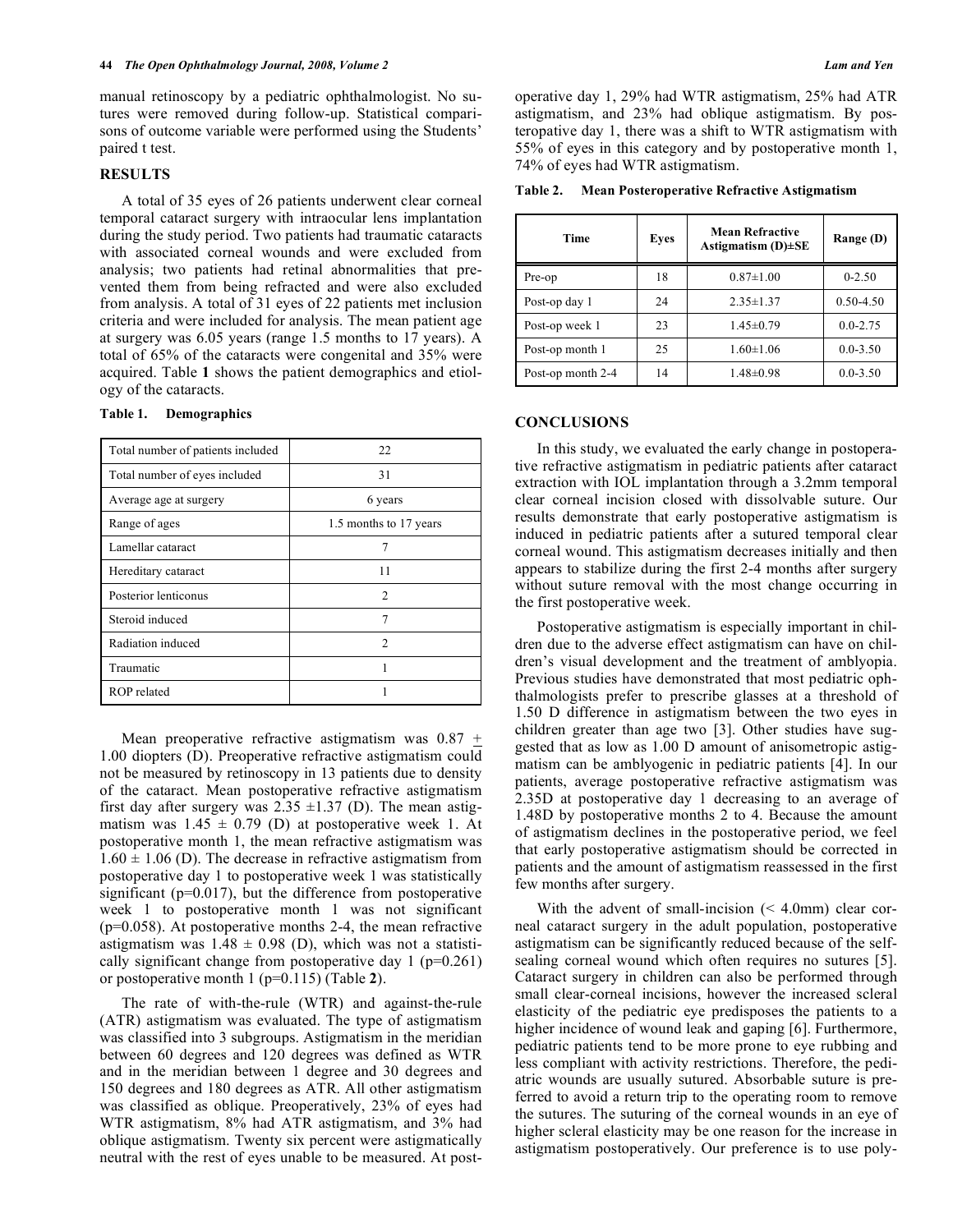manual retinoscopy by a pediatric ophthalmologist. No sutures were removed during follow-up. Statistical comparisons of outcome variable were performed using the Students' paired t test.

## RESULTS

A total of 35 eyes of 26 patients underwent clear corneal temporal cataract surgery with intraocular lens implantation during the study period. Two patients had traumatic cataracts with associated corneal wounds and were excluded from analysis; two patients had retinal abnormalities that prevented them from being refracted and were also excluded from analysis. A total of 31 eyes of 22 patients met inclusion criteria and were included for analysis. The mean patient age at surgery was 6.05 years (range 1.5 months to 17 years). A total of 65% of the cataracts were congenital and 35% were acquired. Table **1** shows the patient demographics and etiology of the cataracts.

**Table 1. Demographics**

| | |
|---|---|
| Total number of patients included | 22 |
| Total number of eyes included | 31 |
| Average age at surgery | 6 years |
| Range of ages | 1.5 months to 17 years |
| Lamellar cataract | 7 |
| Hereditary cataract | 11 |
| Posterior lenticonus | 2 |
| Steroid induced | 7 |
| Radiation induced | 2 |
| Traumatic | 1 |
| ROP related | 1 |

Mean preoperative refractive astigmatism was $0.87 \pm 1.00$ diopters (D). Preoperative refractive astigmatism could not be measured by retinoscopy in 13 patients due to density of the cataract. Mean postoperative refractive astigmatism first day after surgery was $2.35 \pm 1.37$ (D). The mean astigmatism was $1.45 \pm 0.79$ (D) at postoperative week 1. At postoperative month 1, the mean refractive astigmatism was $1.60 \pm 1.06$ (D). The decrease in refractive astigmatism from postoperative day 1 to postoperative week 1 was statistically significant ($p=0.017$), but the difference from postoperative week 1 to postoperative month 1 was not significant ($p=0.058$). At postoperative months 2-4, the mean refractive astigmatism was $1.48 \pm 0.98$ (D), which was not a statistically significant change from postoperative day 1 ($p=0.261$) or postoperative month 1 ($p=0.115$) (Table **2**).

The rate of with-the-rule (WTR) and against-the-rule (ATR) astigmatism was evaluated. The type of astigmatism was classified into 3 subgroups. Astigmatism in the meridian between 60 degrees and 120 degrees was defined as WTR and in the meridian between 1 degree and 30 degrees and 150 degrees and 180 degrees as ATR. All other astigmatism was classified as oblique. Preoperatively, 23% of eyes had WTR astigmatism, 8% had ATR astigmatism, and 3% had oblique astigmatism. Twenty six percent were astigmatically neutral with the rest of eyes unable to be measured. At postoperative day 1, 29% had WTR astigmatism, 25% had ATR astigmatism, and 23% had oblique astigmatism. By posteropative day 1, there was a shift to WTR astigmatism with 55% of eyes in this category and by postoperative month 1, 74% of eyes had WTR astigmatism.

**Table 2. Mean Posteroperative Refractive Astigmatism**

| Time | Eyes | Mean Refractive Astigmatism (D)±SE | Range (D) |
|---|---|---|---|
| Pre-op | 18 | 0.87±1.00 | 0-2.50 |
| Post-op day 1 | 24 | 2.35±1.37 | 0.50-4.50 |
| Post-op week 1 | 23 | 1.45±0.79 | 0.0-2.75 |
| Post-op month 1 | 25 | 1.60±1.06 | 0.0-3.50 |
| Post-op month 2-4 | 14 | 1.48±0.98 | 0.0-3.50 |

## CONCLUSIONS

In this study, we evaluated the early change in postoperative refractive astigmatism in pediatric patients after cataract extraction with IOL implantation through a 3.2mm temporal clear corneal incision closed with dissolvable suture. Our results demonstrate that early postoperative astigmatism is induced in pediatric patients after a sutured temporal clear corneal wound. This astigmatism decreases initially and then appears to stabilize during the first 2-4 months after surgery without suture removal with the most change occurring in the first postoperative week.

Postoperative astigmatism is especially important in children due to the adverse effect astigmatism can have on children's visual development and the treatment of amblyopia. Previous studies have demonstrated that most pediatric ophthalmologists prefer to prescribe glasses at a threshold of 1.50 D difference in astigmatism between the two eyes in children greater than age two [3]. Other studies have suggested that as low as 1.00 D amount of anisometropic astigmatism can be amblyogenic in pediatric patients [4]. In our patients, average postoperative refractive astigmatism was 2.35D at postoperative day 1 decreasing to an average of 1.48D by postoperative months 2 to 4. Because the amount of astigmatism declines in the postoperative period, we feel that early postoperative astigmatism should be corrected in patients and the amount of astigmatism reassessed in the first few months after surgery.

With the advent of small-incision (< 4.0mm) clear corneal cataract surgery in the adult population, postoperative astigmatism can be significantly reduced because of the self-sealing corneal wound which often requires no sutures [5]. Cataract surgery in children can also be performed through small clear-corneal incisions, however the increased scleral elasticity of the pediatric eye predisposes the patients to a higher incidence of wound leak and gaping [6]. Furthermore, pediatric patients tend to be more prone to eye rubbing and less compliant with activity restrictions. Therefore, the pediatric wounds are usually sutured. Absorbable suture is preferred to avoid a return trip to the operating room to remove the sutures. The suturing of the corneal wounds in an eye of higher scleral elasticity may be one reason for the increase in astigmatism postoperatively. Our preference is to use poly-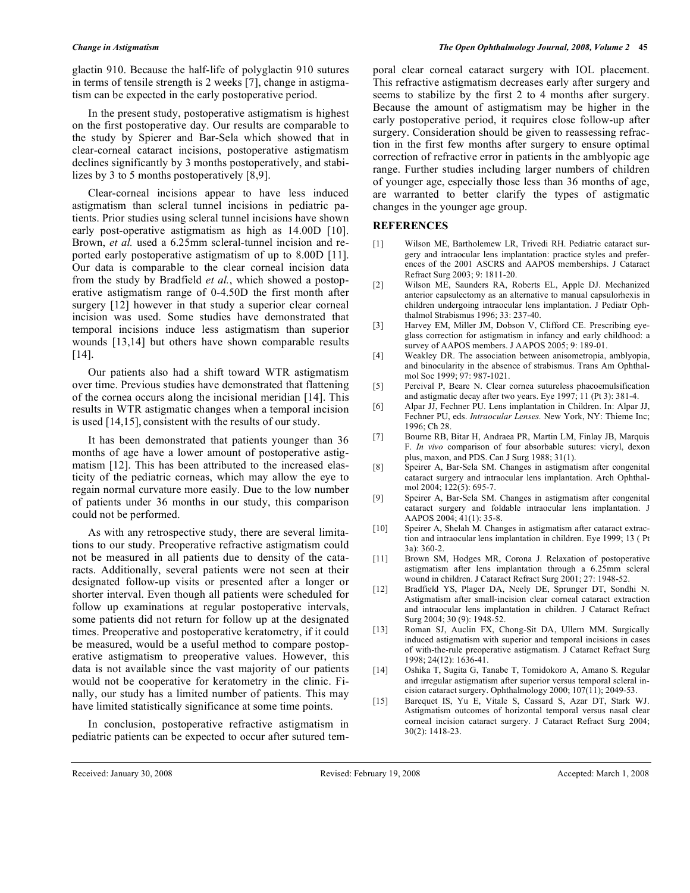glactin 910. Because the half-life of polyglactin 910 sutures in terms of tensile strength is 2 weeks [7], change in astigmatism can be expected in the early postoperative period.

In the present study, postoperative astigmatism is highest on the first postoperative day. Our results are comparable to the study by Spierer and Bar-Sela which showed that in clear-corneal cataract incisions, postoperative astigmatism declines significantly by 3 months postoperatively, and stabilizes by 3 to 5 months postoperatively [8,9].

Clear-corneal incisions appear to have less induced astigmatism than scleral tunnel incisions in pediatric patients. Prior studies using scleral tunnel incisions have shown early post-operative astigmatism as high as 14.00D [10]. Brown, *et al.* used a 6.25mm scleral-tunnel incision and reported early postoperative astigmatism of up to 8.00D [11]. Our data is comparable to the clear corneal incision data from the study by Bradfield *et al.*, which showed a postoperative astigmatism range of 0-4.50D the first month after surgery [12] however in that study a superior clear corneal incision was used. Some studies have demonstrated that temporal incisions induce less astigmatism than superior wounds [13,14] but others have shown comparable results [14].

Our patients also had a shift toward WTR astigmatism over time. Previous studies have demonstrated that flattening of the cornea occurs along the incisional meridian [14]. This results in WTR astigmatic changes when a temporal incision is used [14,15], consistent with the results of our study.

It has been demonstrated that patients younger than 36 months of age have a lower amount of postoperative astigmatism [12]. This has been attributed to the increased elasticity of the pediatric corneas, which may allow the eye to regain normal curvature more easily. Due to the low number of patients under 36 months in our study, this comparison could not be performed.

As with any retrospective study, there are several limitations to our study. Preoperative refractive astigmatism could not be measured in all patients due to density of the cataracts. Additionally, several patients were not seen at their designated follow-up visits or presented after a longer or shorter interval. Even though all patients were scheduled for follow up examinations at regular postoperative intervals, some patients did not return for follow up at the designated times. Preoperative and postoperative keratometry, if it could be measured, would be a useful method to compare postoperative astigmatism to preoperative values. However, this data is not available since the vast majority of our patients would not be cooperative for keratometry in the clinic. Finally, our study has a limited number of patients. This may have limited statistically significance at some time points.

In conclusion, postoperative refractive astigmatism in pediatric patients can be expected to occur after sutured temporal clear corneal cataract surgery with IOL placement. This refractive astigmatism decreases early after surgery and seems to stabilize by the first 2 to 4 months after surgery. Because the amount of astigmatism may be higher in the early postoperative period, it requires close follow-up after surgery. Consideration should be given to reassessing refraction in the first few months after surgery to ensure optimal correction of refractive error in patients in the amblyopic age range. Further studies including larger numbers of children of younger age, especially those less than 36 months of age, are warranted to better clarify the types of astigmatic changes in the younger age group.

## REFERENCES

[1] Wilson ME, Bartholemew LR, Trivedi RH. Pediatric cataract surgery and intraocular lens implantation: practice styles and preferences of the 2001 ASCRS and AAPOS memberships. J Cataract Refract Surg 2003; 9: 1811-20.

[2] Wilson ME, Saunders RA, Roberts EL, Apple DJ. Mechanized anterior capsulectomy as an alternative to manual capsulorhexis in children undergoing intraocular lens implantation. J Pediatr Ophthalmol Strabismus 1996; 33: 237-40.

[3] Harvey EM, Miller JM, Dobson V, Clifford CE. Prescribing eyeglass correction for astigmatism in infancy and early childhood: a survey of AAPOS members. J AAPOS 2005; 9: 189-01.

[4] Weakley DR. The association between anisometropia, amblyopia, and binocularity in the absence of strabismus. Trans Am Ophthalmol Soc 1999; 97: 987-1021.

[5] Percival P, Beare N. Clear cornea sutureless phacoemulsification and astigmatic decay after two years. Eye 1997; 11 (Pt 3): 381-4.

[6] Alpar JJ, Fechner PU. Lens implantation in Children. In: Alpar JJ, Fechner PU, eds. *Intraocular Lenses.* New York, NY: Thieme Inc; 1996; Ch 28.

[7] Bourne RB, Bitar H, Andraea PR, Martin LM, Finlay JB, Marquis F. *In vivo* comparison of four absorbable sutures: vicryl, dexon plus, maxon, and PDS. Can J Surg 1988; 31(1).

[8] Speirer A, Bar-Sela SM. Changes in astigmatism after congenital cataract surgery and intraocular lens implantation. Arch Ophthalmol 2004; 122(5): 695-7.

[9] Speirer A, Bar-Sela SM. Changes in astigmatism after congenital cataract surgery and foldable intraocular lens implantation. J AAPOS 2004; 41(1): 35-8.

[10] Speirer A, Shelah M. Changes in astigmatism after cataract extraction and intraocular lens implantation in children. Eye 1999; 13 ( Pt 3a): 360-2.

[11] Brown SM, Hodges MR, Corona J. Relaxation of postoperative astigmatism after lens implantation through a 6.25mm scleral wound in children. J Cataract Refract Surg 2001; 27: 1948-52.

[12] Bradfield YS, Plager DA, Neely DE, Sprunger DT, Sondhi N. Astigmatism after small-incision clear corneal cataract extraction and intraocular lens implantation in children. J Cataract Refract Surg 2004; 30 (9): 1948-52.

[13] Roman SJ, Auclin FX, Chong-Sit DA, Ullern MM. Surgically induced astigmatism with superior and temporal incisions in cases of with-the-rule preoperative astigmatism. J Cataract Refract Surg 1998; 24(12): 1636-41.

[14] Oshika T, Sugita G, Tanabe T, Tomidokoro A, Amano S. Regular and irregular astigmatism after superior versus temporal scleral incision cataract surgery. Ophthalmology 2000; 107(11); 2049-53.

[15] Barequet IS, Yu E, Vitale S, Cassard S, Azar DT, Stark WJ. Astigmatism outcomes of horizontal temporal versus nasal clear corneal incision cataract surgery. J Cataract Refract Surg 2004; 30(2): 1418-23.

Received: January 30, 2008 Revised: February 19, 2008 Accepted: March 1, 2008